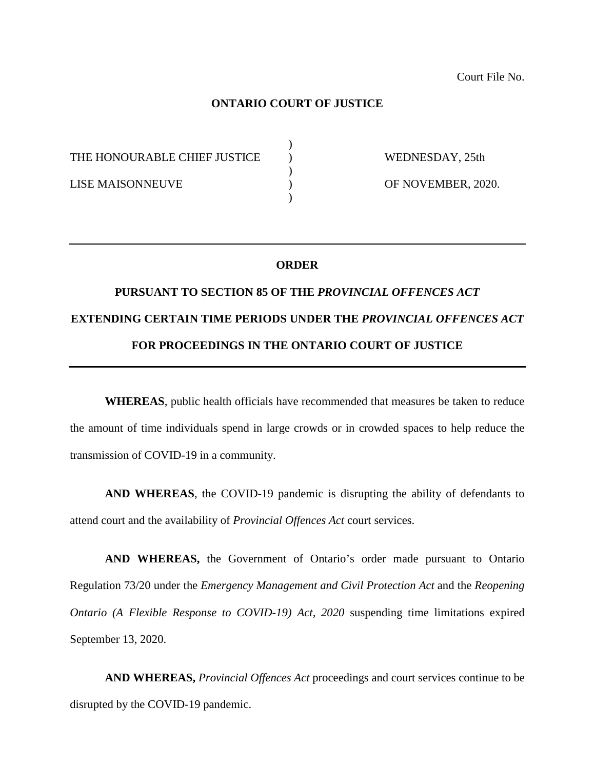Court File No.

**ONTARIO COURT OF JUSTICE**

| | | |
|---|---|---|
| THE HONOURABLE CHIEF JUSTICE | ) | WEDNESDAY, 25th |
| LISE MAISONNEUVE | ) | OF NOVEMBER, 2020. |

---

**ORDER**

**PURSUANT TO SECTION 85 OF THE *PROVINCIAL OFFENCES ACT***

**EXTENDING CERTAIN TIME PERIODS UNDER THE *PROVINCIAL OFFENCES ACT***

**FOR PROCEEDINGS IN THE ONTARIO COURT OF JUSTICE**

---

**WHEREAS**, public health officials have recommended that measures be taken to reduce the amount of time individuals spend in large crowds or in crowded spaces to help reduce the transmission of COVID-19 in a community.

**AND WHEREAS**, the COVID-19 pandemic is disrupting the ability of defendants to attend court and the availability of *Provincial Offences Act* court services.

**AND WHEREAS,** the Government of Ontario's order made pursuant to Ontario Regulation 73/20 under the *Emergency Management and Civil Protection Act* and the *Reopening Ontario (A Flexible Response to COVID-19) Act, 2020* suspending time limitations expired September 13, 2020.

**AND WHEREAS,** *Provincial Offences Act* proceedings and court services continue to be disrupted by the COVID-19 pandemic.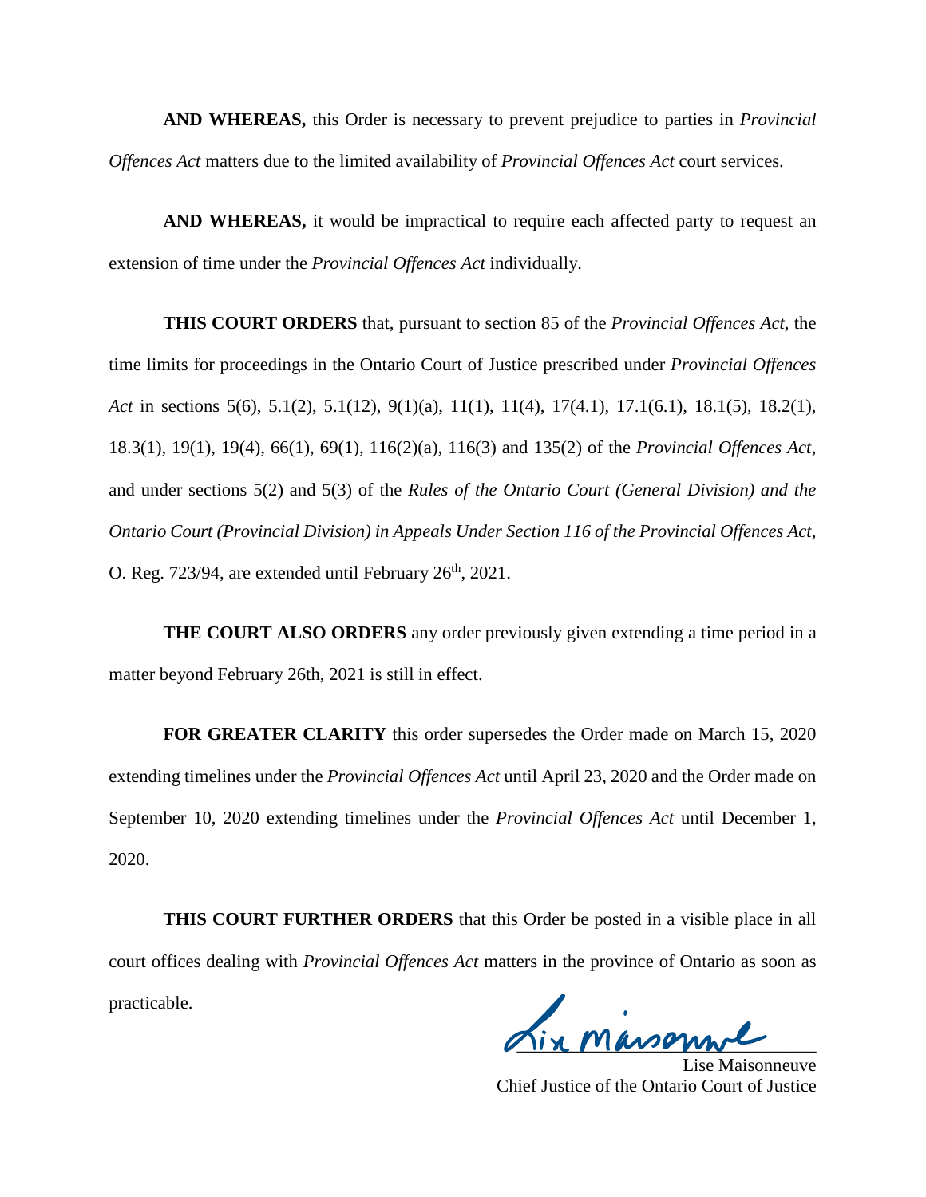**AND WHEREAS,** this Order is necessary to prevent prejudice to parties in *Provincial Offences Act* matters due to the limited availability of *Provincial Offences Act* court services.

**AND WHEREAS,** it would be impractical to require each affected party to request an extension of time under the *Provincial Offences Act* individually.

**THIS COURT ORDERS** that, pursuant to section 85 of the *Provincial Offences Act*, the time limits for proceedings in the Ontario Court of Justice prescribed under *Provincial Offences Act* in sections 5(6), 5.1(2), 5.1(12), 9(1)(a), 11(1), 11(4), 17(4.1), 17.1(6.1), 18.1(5), 18.2(1), 18.3(1), 19(1), 19(4), 66(1), 69(1), 116(2)(a), 116(3) and 135(2) of the *Provincial Offences Act*, and under sections 5(2) and 5(3) of the *Rules of the Ontario Court (General Division) and the Ontario Court (Provincial Division) in Appeals Under Section 116 of the Provincial Offences Act*, O. Reg. 723/94, are extended until February 26th, 2021.

**THE COURT ALSO ORDERS** any order previously given extending a time period in a matter beyond February 26th, 2021 is still in effect.

**FOR GREATER CLARITY** this order supersedes the Order made on March 15, 2020 extending timelines under the *Provincial Offences Act* until April 23, 2020 and the Order made on September 10, 2020 extending timelines under the *Provincial Offences Act* until December 1, 2020.

**THIS COURT FURTHER ORDERS** that this Order be posted in a visible place in all court offices dealing with *Provincial Offences Act* matters in the province of Ontario as soon as practicable.

Lise Maisonneuve
Chief Justice of the Ontario Court of Justice